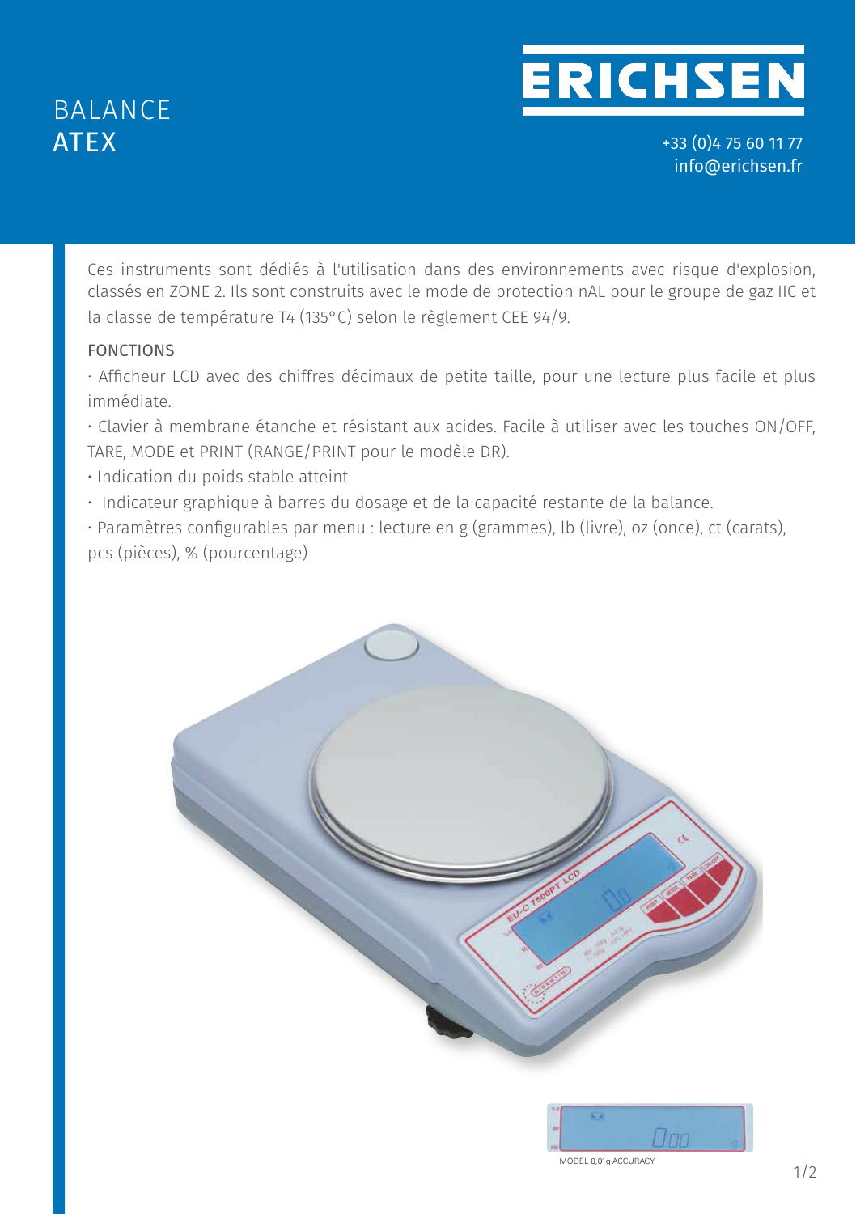# BALANCE ATEX

ERICHSEN

+33 (0)4 75 60 11 77
info@erichsen.fr

Ces instruments sont dédiés à l'utilisation dans des environnements avec risque d'explosion, classés en ZONE 2. Ils sont construits avec le mode de protection nAL pour le groupe de gaz IIC et la classe de température T4 (135°C) selon le règlement CEE 94/9.

## FONCTIONS

- Afficheur LCD avec des chiffres décimaux de petite taille, pour une lecture plus facile et plus immédiate.
- Clavier à membrane étanche et résistant aux acides. Facile à utiliser avec les touches ON/OFF, TARE, MODE et PRINT (RANGE/PRINT pour le modèle DR).
- Indication du poids stable atteint
- Indicateur graphique à barres du dosage et de la capacité restante de la balance.
- Paramètres configurables par menu : lecture en g (grammes), lb (livre), oz (once), ct (carats), pcs (pièces), % (pourcentage)

MODEL 0,01g ACCURACY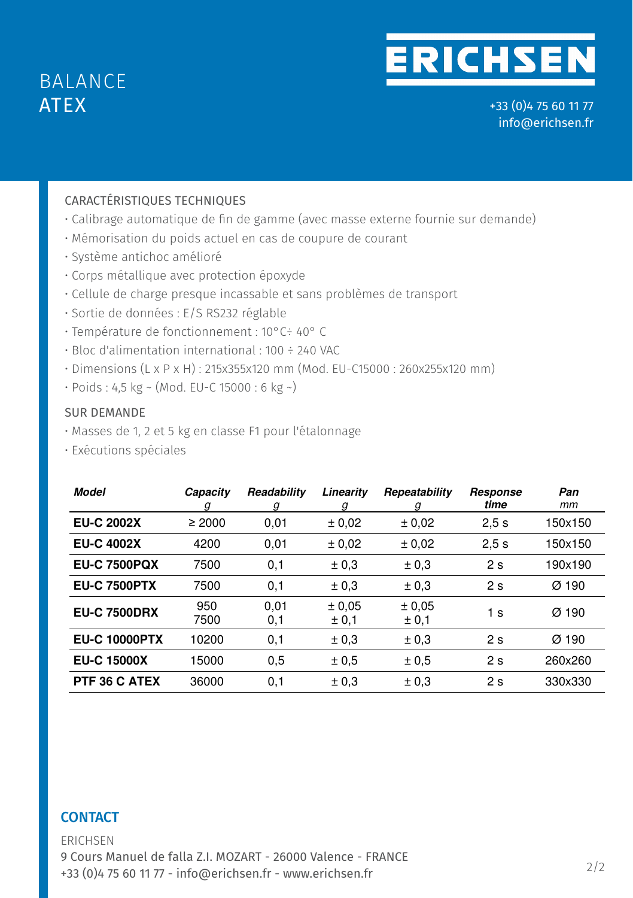# BALANCE ATEX

**ERICHSEN**

+33 (0)4 75 60 11 77
info@erichsen.fr

## CARACTÉRISTIQUES TECHNIQUES

- Calibrage automatique de fin de gamme (avec masse externe fournie sur demande)
- Mémorisation du poids actuel en cas de coupure de courant
- Système antichoc amélioré
- Corps métallique avec protection époxyde
- Cellule de charge presque incassable et sans problèmes de transport
- Sortie de données : E/S RS232 réglable
- Température de fonctionnement : 10°C÷ 40° C
- Bloc d'alimentation international : 100 ÷ 240 VAC
- Dimensions (L x P x H) : 215x355x120 mm (Mod. EU-C15000 : 260x255x120 mm)
- Poids : 4,5 kg ~ (Mod. EU-C 15000 : 6 kg ~)

## SUR DEMANDE

- Masses de 1, 2 et 5 kg en classe F1 pour l'étalonnage
- Exécutions spéciales

| *Model* | *Capacity* g | *Readability* g | *Linearity* g | *Repeatability* g | *Response time* | *Pan* mm |
|---|---|---|---|---|---|---|
| **EU-C 2002X** | ≥ 2000 | 0,01 | ± 0,02 | ± 0,02 | 2,5 s | 150x150 |
| **EU-C 4002X** | 4200 | 0,01 | ± 0,02 | ± 0,02 | 2,5 s | 150x150 |
| **EU-C 7500PQX** | 7500 | 0,1 | ± 0,3 | ± 0,3 | 2 s | 190x190 |
| **EU-C 7500PTX** | 7500 | 0,1 | ± 0,3 | ± 0,3 | 2 s | Ø 190 |
| **EU-C 7500DRX** | 950<br>7500 | 0,01<br>0,1 | ± 0,05<br>± 0,1 | ± 0,05<br>± 0,1 | 1 s | Ø 190 |
| **EU-C 10000PTX** | 10200 | 0,1 | ± 0,3 | ± 0,3 | 2 s | Ø 190 |
| **EU-C 15000X** | 15000 | 0,5 | ± 0,5 | ± 0,5 | 2 s | 260x260 |
| **PTF 36 C ATEX** | 36000 | 0,1 | ± 0,3 | ± 0,3 | 2 s | 330x330 |

## CONTACT

ERICHSEN
9 Cours Manuel de falla Z.I. MOZART - 26000 Valence - FRANCE
+33 (0)4 75 60 11 77 - info@erichsen.fr - www.erichsen.fr